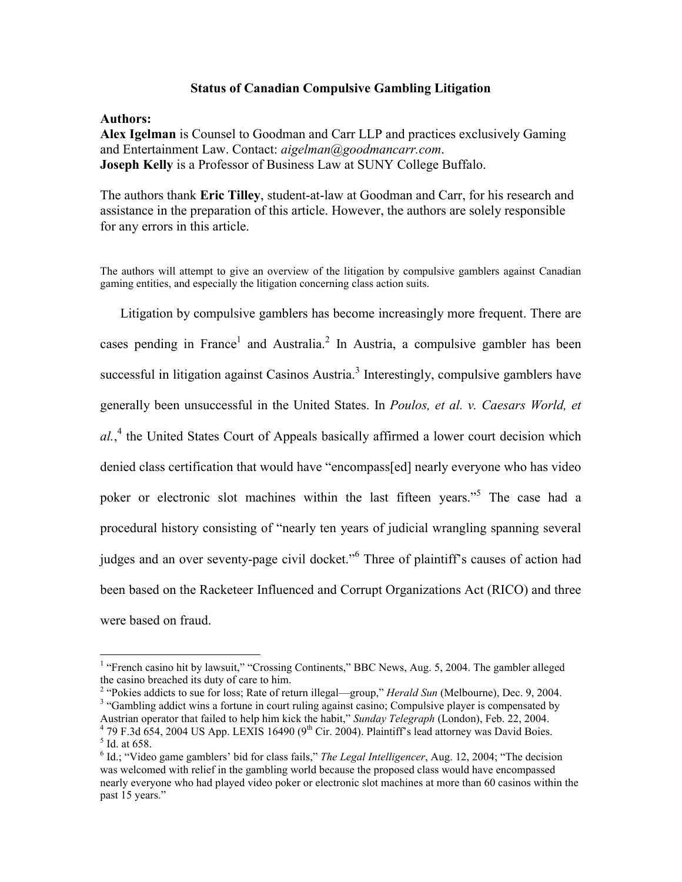# Status of Canadian Compulsive Gambling Litigation

**Authors:**
**Alex Igelman** is Counsel to Goodman and Carr LLP and practices exclusively Gaming and Entertainment Law. Contact: *aigelman@goodmancarr.com*.
**Joseph Kelly** is a Professor of Business Law at SUNY College Buffalo.

The authors thank **Eric Tilley**, student-at-law at Goodman and Carr, for his research and assistance in the preparation of this article. However, the authors are solely responsible for any errors in this article.

The authors will attempt to give an overview of the litigation by compulsive gamblers against Canadian gaming entities, and especially the litigation concerning class action suits.

Litigation by compulsive gamblers has become increasingly more frequent. There are cases pending in France[1] and Australia.[2] In Austria, a compulsive gambler has been successful in litigation against Casinos Austria.[3] Interestingly, compulsive gamblers have generally been unsuccessful in the United States. In *Poulos, et al. v. Caesars World, et al.*,[4] the United States Court of Appeals basically affirmed a lower court decision which denied class certification that would have "encompass[ed] nearly everyone who has video poker or electronic slot machines within the last fifteen years."[5] The case had a procedural history consisting of "nearly ten years of judicial wrangling spanning several judges and an over seventy-page civil docket."[6] Three of plaintiff's causes of action had been based on the Racketeer Influenced and Corrupt Organizations Act (RICO) and three were based on fraud.

---

[1] "French casino hit by lawsuit," "Crossing Continents," BBC News, Aug. 5, 2004. The gambler alleged the casino breached its duty of care to him.

[2] "Pokies addicts to sue for loss; Rate of return illegal—group," *Herald Sun* (Melbourne), Dec. 9, 2004.

[3] "Gambling addict wins a fortune in court ruling against casino; Compulsive player is compensated by Austrian operator that failed to help him kick the habit," *Sunday Telegraph* (London), Feb. 22, 2004.

[4] 79 F.3d 654, 2004 US App. LEXIS 16490 (9th Cir. 2004). Plaintiff's lead attorney was David Boies.

[5] Id. at 658.

[6] Id.; "Video game gamblers' bid for class fails," *The Legal Intelligencer*, Aug. 12, 2004; "The decision was welcomed with relief in the gambling world because the proposed class would have encompassed nearly everyone who had played video poker or electronic slot machines at more than 60 casinos within the past 15 years."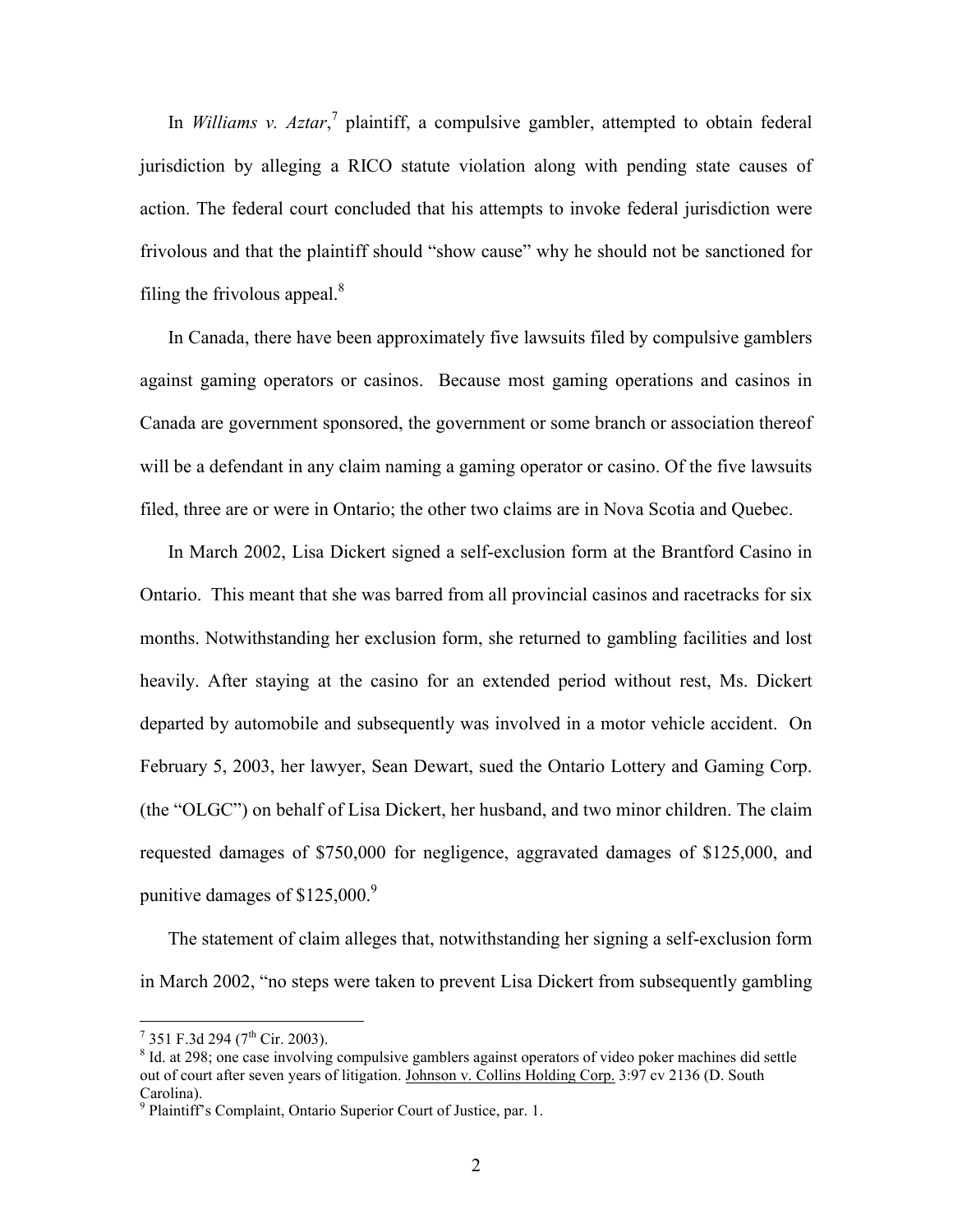In *Williams v. Aztar*,[7] plaintiff, a compulsive gambler, attempted to obtain federal jurisdiction by alleging a RICO statute violation along with pending state causes of action. The federal court concluded that his attempts to invoke federal jurisdiction were frivolous and that the plaintiff should "show cause" why he should not be sanctioned for filing the frivolous appeal.[8]

In Canada, there have been approximately five lawsuits filed by compulsive gamblers against gaming operators or casinos. Because most gaming operations and casinos in Canada are government sponsored, the government or some branch or association thereof will be a defendant in any claim naming a gaming operator or casino. Of the five lawsuits filed, three are or were in Ontario; the other two claims are in Nova Scotia and Quebec.

In March 2002, Lisa Dickert signed a self-exclusion form at the Brantford Casino in Ontario. This meant that she was barred from all provincial casinos and racetracks for six months. Notwithstanding her exclusion form, she returned to gambling facilities and lost heavily. After staying at the casino for an extended period without rest, Ms. Dickert departed by automobile and subsequently was involved in a motor vehicle accident. On February 5, 2003, her lawyer, Sean Dewart, sued the Ontario Lottery and Gaming Corp. (the "OLGC") on behalf of Lisa Dickert, her husband, and two minor children. The claim requested damages of $750,000 for negligence, aggravated damages of $125,000, and punitive damages of $125,000.[9]

The statement of claim alleges that, notwithstanding her signing a self-exclusion form in March 2002, "no steps were taken to prevent Lisa Dickert from subsequently gambling

---

[7] 351 F.3d 294 (7th Cir. 2003).

[8] Id. at 298; one case involving compulsive gamblers against operators of video poker machines did settle out of court after seven years of litigation. Johnson v. Collins Holding Corp. 3:97 cv 2136 (D. South Carolina).

[9] Plaintiff's Complaint, Ontario Superior Court of Justice, par. 1.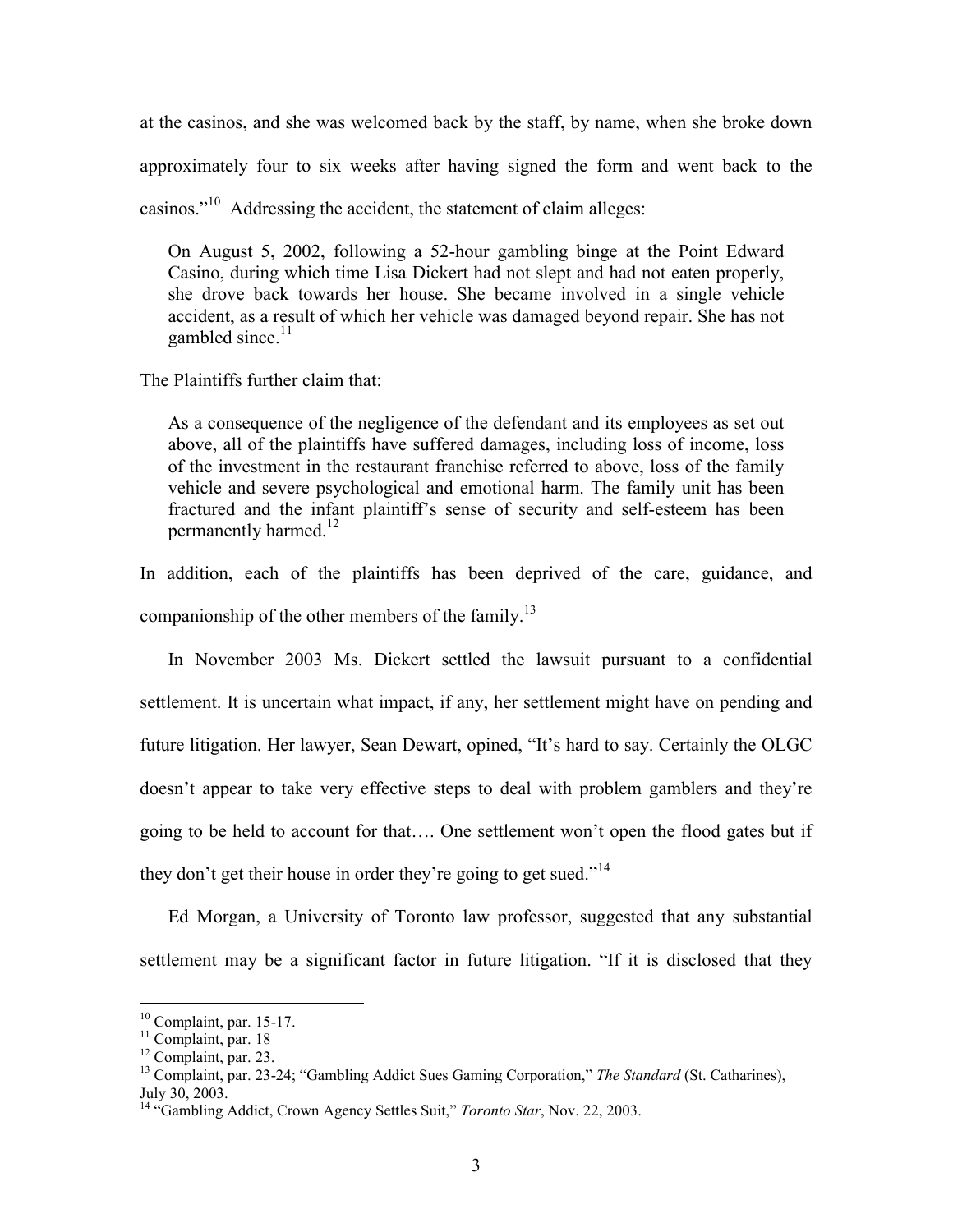at the casinos, and she was welcomed back by the staff, by name, when she broke down approximately four to six weeks after having signed the form and went back to the casinos."[10] Addressing the accident, the statement of claim alleges:

> On August 5, 2002, following a 52-hour gambling binge at the Point Edward Casino, during which time Lisa Dickert had not slept and had not eaten properly, she drove back towards her house. She became involved in a single vehicle accident, as a result of which her vehicle was damaged beyond repair. She has not gambled since.[11]

The Plaintiffs further claim that:

> As a consequence of the negligence of the defendant and its employees as set out above, all of the plaintiffs have suffered damages, including loss of income, loss of the investment in the restaurant franchise referred to above, loss of the family vehicle and severe psychological and emotional harm. The family unit has been fractured and the infant plaintiff's sense of security and self-esteem has been permanently harmed.[12]

In addition, each of the plaintiffs has been deprived of the care, guidance, and companionship of the other members of the family.[13]

In November 2003 Ms. Dickert settled the lawsuit pursuant to a confidential settlement. It is uncertain what impact, if any, her settlement might have on pending and future litigation. Her lawyer, Sean Dewart, opined, "It's hard to say. Certainly the OLGC doesn't appear to take very effective steps to deal with problem gamblers and they're going to be held to account for that…. One settlement won't open the flood gates but if they don't get their house in order they're going to get sued."[14]

Ed Morgan, a University of Toronto law professor, suggested that any substantial settlement may be a significant factor in future litigation. "If it is disclosed that they

---

[10] Complaint, par. 15-17.
[11] Complaint, par. 18
[12] Complaint, par. 23.
[13] Complaint, par. 23-24; "Gambling Addict Sues Gaming Corporation," *The Standard* (St. Catharines), July 30, 2003.
[14] "Gambling Addict, Crown Agency Settles Suit," *Toronto Star*, Nov. 22, 2003.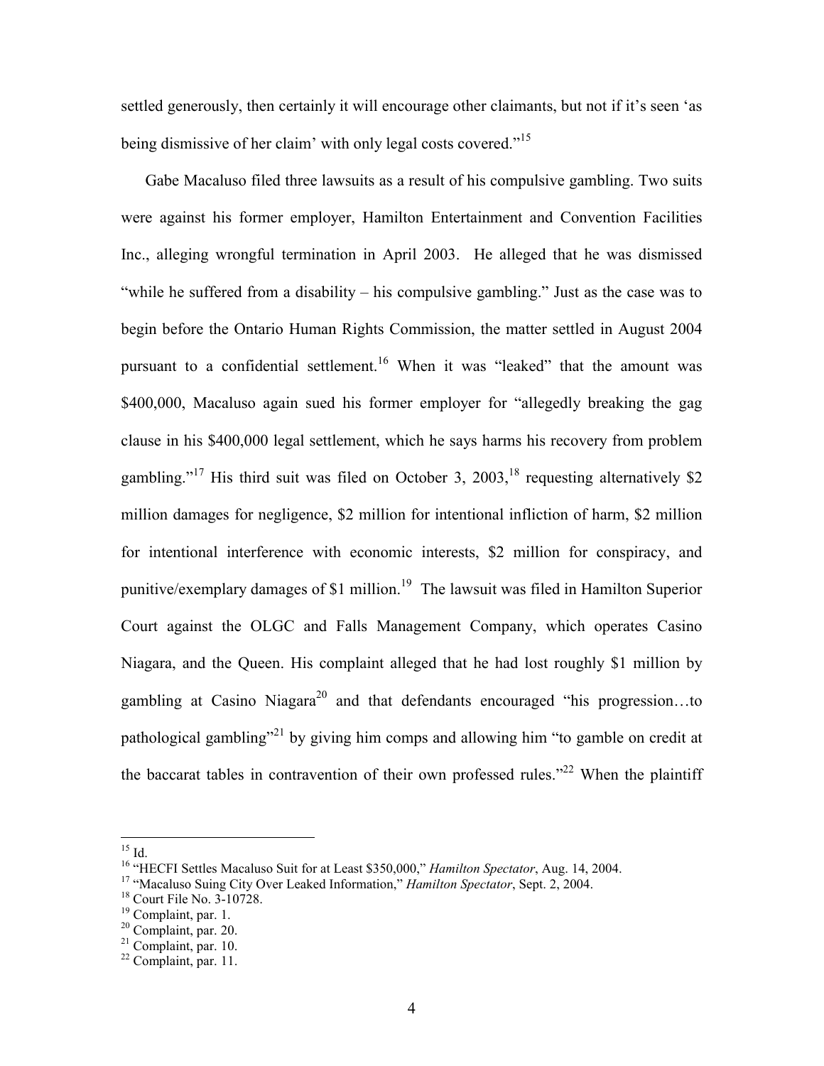settled generously, then certainly it will encourage other claimants, but not if it's seen 'as being dismissive of her claim' with only legal costs covered."[15]

Gabe Macaluso filed three lawsuits as a result of his compulsive gambling. Two suits were against his former employer, Hamilton Entertainment and Convention Facilities Inc., alleging wrongful termination in April 2003. He alleged that he was dismissed "while he suffered from a disability – his compulsive gambling." Just as the case was to begin before the Ontario Human Rights Commission, the matter settled in August 2004 pursuant to a confidential settlement.[16] When it was "leaked" that the amount was $400,000, Macaluso again sued his former employer for "allegedly breaking the gag clause in his $400,000 legal settlement, which he says harms his recovery from problem gambling."[17] His third suit was filed on October 3, 2003,[18] requesting alternatively $2 million damages for negligence, $2 million for intentional infliction of harm, $2 million for intentional interference with economic interests, $2 million for conspiracy, and punitive/exemplary damages of $1 million.[19] The lawsuit was filed in Hamilton Superior Court against the OLGC and Falls Management Company, which operates Casino Niagara, and the Queen. His complaint alleged that he had lost roughly $1 million by gambling at Casino Niagara[20] and that defendants encouraged "his progression…to pathological gambling"[21] by giving him comps and allowing him "to gamble on credit at the baccarat tables in contravention of their own professed rules."[22] When the plaintiff

---

[15] Id.

[16] "HECFI Settles Macaluso Suit for at Least $350,000," *Hamilton Spectator*, Aug. 14, 2004.

[17] "Macaluso Suing City Over Leaked Information," *Hamilton Spectator*, Sept. 2, 2004.

[18] Court File No. 3-10728.

[19] Complaint, par. 1.

[20] Complaint, par. 20.

[21] Complaint, par. 10.

[22] Complaint, par. 11.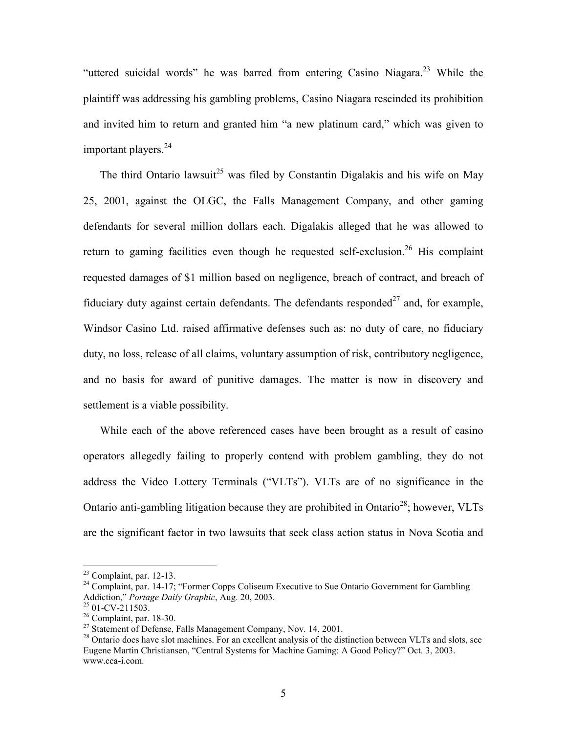"uttered suicidal words" he was barred from entering Casino Niagara.[23] While the plaintiff was addressing his gambling problems, Casino Niagara rescinded its prohibition and invited him to return and granted him "a new platinum card," which was given to important players.[24]

The third Ontario lawsuit[25] was filed by Constantin Digalakis and his wife on May 25, 2001, against the OLGC, the Falls Management Company, and other gaming defendants for several million dollars each. Digalakis alleged that he was allowed to return to gaming facilities even though he requested self-exclusion.[26] His complaint requested damages of $1 million based on negligence, breach of contract, and breach of fiduciary duty against certain defendants. The defendants responded[27] and, for example, Windsor Casino Ltd. raised affirmative defenses such as: no duty of care, no fiduciary duty, no loss, release of all claims, voluntary assumption of risk, contributory negligence, and no basis for award of punitive damages. The matter is now in discovery and settlement is a viable possibility.

While each of the above referenced cases have been brought as a result of casino operators allegedly failing to properly contend with problem gambling, they do not address the Video Lottery Terminals ("VLTs"). VLTs are of no significance in the Ontario anti-gambling litigation because they are prohibited in Ontario[28]; however, VLTs are the significant factor in two lawsuits that seek class action status in Nova Scotia and

---

[23] Complaint, par. 12-13.

[24] Complaint, par. 14-17; "Former Copps Coliseum Executive to Sue Ontario Government for Gambling Addiction," *Portage Daily Graphic*, Aug. 20, 2003.

[25] 01-CV-211503.

[26] Complaint, par. 18-30.

[27] Statement of Defense, Falls Management Company, Nov. 14, 2001.

[28] Ontario does have slot machines. For an excellent analysis of the distinction between VLTs and slots, see Eugene Martin Christiansen, "Central Systems for Machine Gaming: A Good Policy?" Oct. 3, 2003. www.cca-i.com.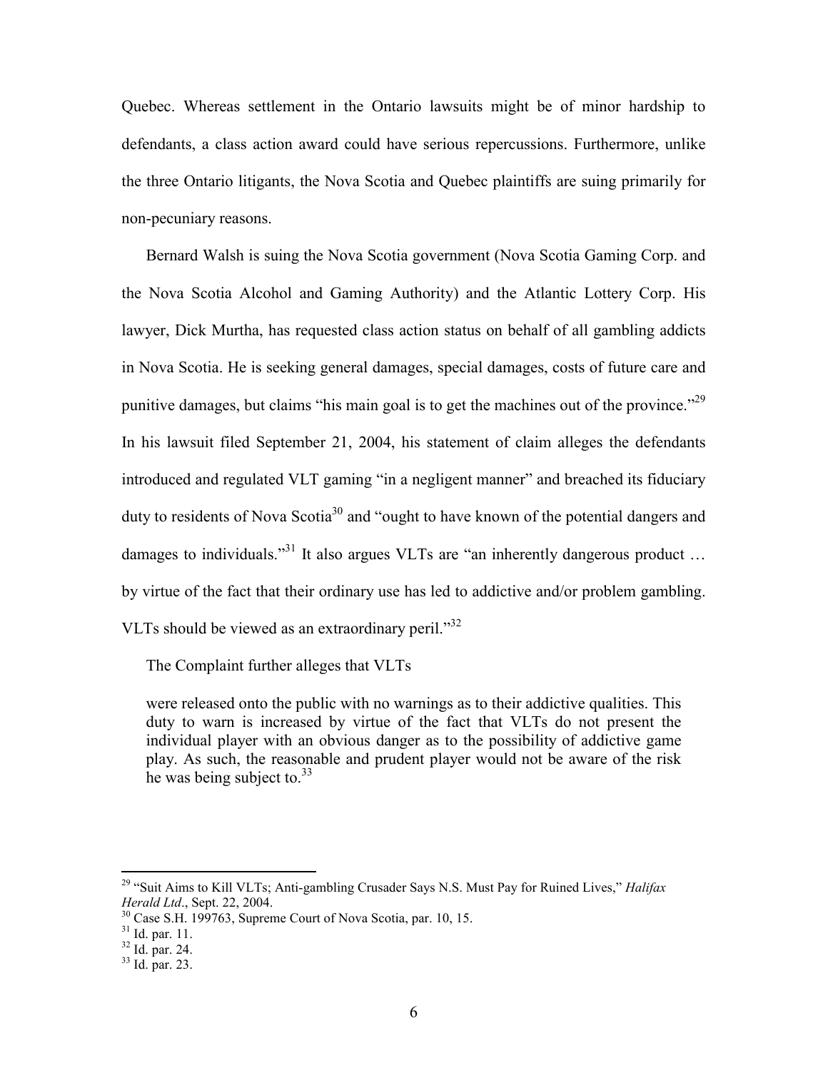Quebec. Whereas settlement in the Ontario lawsuits might be of minor hardship to defendants, a class action award could have serious repercussions. Furthermore, unlike the three Ontario litigants, the Nova Scotia and Quebec plaintiffs are suing primarily for non-pecuniary reasons.

Bernard Walsh is suing the Nova Scotia government (Nova Scotia Gaming Corp. and the Nova Scotia Alcohol and Gaming Authority) and the Atlantic Lottery Corp. His lawyer, Dick Murtha, has requested class action status on behalf of all gambling addicts in Nova Scotia. He is seeking general damages, special damages, costs of future care and punitive damages, but claims "his main goal is to get the machines out of the province."[29] In his lawsuit filed September 21, 2004, his statement of claim alleges the defendants introduced and regulated VLT gaming "in a negligent manner" and breached its fiduciary duty to residents of Nova Scotia[30] and "ought to have known of the potential dangers and damages to individuals."[31] It also argues VLTs are "an inherently dangerous product … by virtue of the fact that their ordinary use has led to addictive and/or problem gambling. VLTs should be viewed as an extraordinary peril."[32]

The Complaint further alleges that VLTs

> were released onto the public with no warnings as to their addictive qualities. This duty to warn is increased by virtue of the fact that VLTs do not present the individual player with an obvious danger as to the possibility of addictive game play. As such, the reasonable and prudent player would not be aware of the risk he was being subject to.[33]

---

[29] "Suit Aims to Kill VLTs; Anti-gambling Crusader Says N.S. Must Pay for Ruined Lives," *Halifax Herald Ltd*., Sept. 22, 2004.

[30] Case S.H. 199763, Supreme Court of Nova Scotia, par. 10, 15.

[31] Id. par. 11.

[32] Id. par. 24.

[33] Id. par. 23.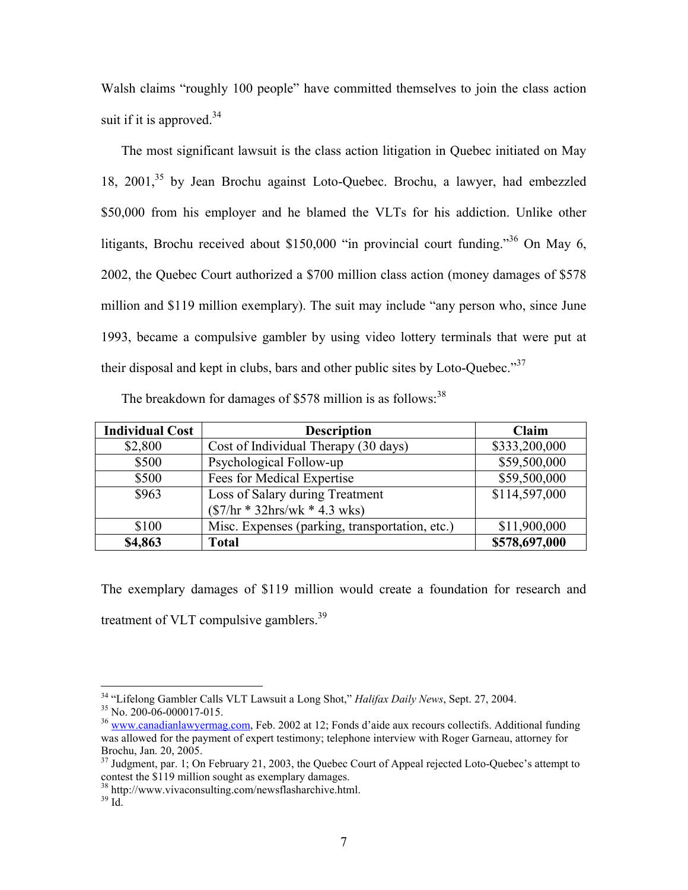Walsh claims "roughly 100 people" have committed themselves to join the class action suit if it is approved.[34]

The most significant lawsuit is the class action litigation in Quebec initiated on May 18, 2001,[35] by Jean Brochu against Loto-Quebec. Brochu, a lawyer, had embezzled $50,000 from his employer and he blamed the VLTs for his addiction. Unlike other litigants, Brochu received about $150,000 "in provincial court funding."[36] On May 6, 2002, the Quebec Court authorized a $700 million class action (money damages of $578 million and $119 million exemplary). The suit may include "any person who, since June 1993, became a compulsive gambler by using video lottery terminals that were put at their disposal and kept in clubs, bars and other public sites by Loto-Quebec."[37]

The breakdown for damages of $578 million is as follows:[38]

| Individual Cost | Description | Claim |
|---|---|---|
| $2,800 | Cost of Individual Therapy (30 days) | $333,200,000 |
| $500 | Psychological Follow-up | $59,500,000 |
| $500 | Fees for Medical Expertise | $59,500,000 |
| $963 | Loss of Salary during Treatment ($7/hr * 32hrs/wk * 4.3 wks) | $114,597,000 |
| $100 | Misc. Expenses (parking, transportation, etc.) | $11,900,000 |
| **$4,863** | **Total** | **$578,697,000** |

The exemplary damages of $119 million would create a foundation for research and treatment of VLT compulsive gamblers.[39]

---

[34] "Lifelong Gambler Calls VLT Lawsuit a Long Shot," *Halifax Daily News*, Sept. 27, 2004.

[35] No. 200-06-000017-015.

[36] www.canadianlawyermag.com, Feb. 2002 at 12; Fonds d'aide aux recours collectifs. Additional funding was allowed for the payment of expert testimony; telephone interview with Roger Garneau, attorney for Brochu, Jan. 20, 2005.

[37] Judgment, par. 1; On February 21, 2003, the Quebec Court of Appeal rejected Loto-Quebec's attempt to contest the $119 million sought as exemplary damages.

[38] http://www.vivaconsulting.com/newsflasharchive.html.

[39] Id.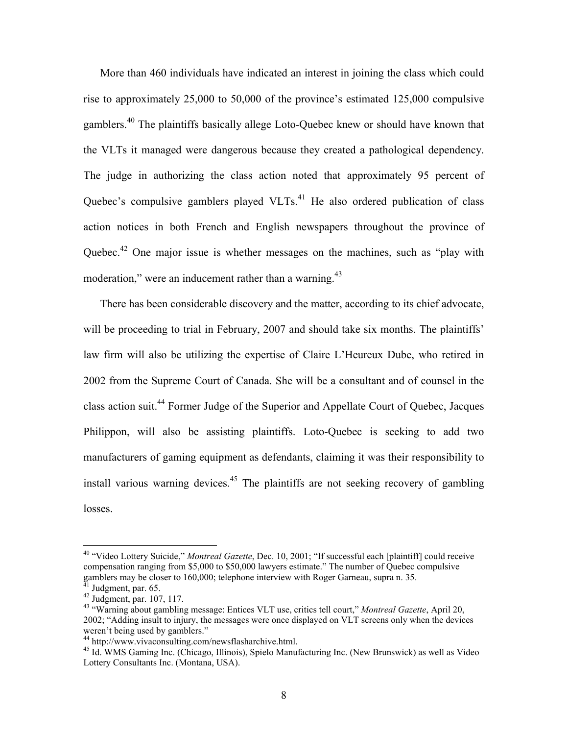More than 460 individuals have indicated an interest in joining the class which could rise to approximately 25,000 to 50,000 of the province's estimated 125,000 compulsive gamblers.[40] The plaintiffs basically allege Loto-Quebec knew or should have known that the VLTs it managed were dangerous because they created a pathological dependency. The judge in authorizing the class action noted that approximately 95 percent of Quebec's compulsive gamblers played VLTs.[41] He also ordered publication of class action notices in both French and English newspapers throughout the province of Quebec.[42] One major issue is whether messages on the machines, such as "play with moderation," were an inducement rather than a warning.[43]

There has been considerable discovery and the matter, according to its chief advocate, will be proceeding to trial in February, 2007 and should take six months. The plaintiffs' law firm will also be utilizing the expertise of Claire L'Heureux Dube, who retired in 2002 from the Supreme Court of Canada. She will be a consultant and of counsel in the class action suit.[44] Former Judge of the Superior and Appellate Court of Quebec, Jacques Philippon, will also be assisting plaintiffs. Loto-Quebec is seeking to add two manufacturers of gaming equipment as defendants, claiming it was their responsibility to install various warning devices.[45] The plaintiffs are not seeking recovery of gambling losses.

---

[40] "Video Lottery Suicide," *Montreal Gazette*, Dec. 10, 2001; "If successful each [plaintiff] could receive compensation ranging from $5,000 to $50,000 lawyers estimate." The number of Quebec compulsive gamblers may be closer to 160,000; telephone interview with Roger Garneau, supra n. 35.

[41] Judgment, par. 65.

[42] Judgment, par. 107, 117.

[43] "Warning about gambling message: Entices VLT use, critics tell court," *Montreal Gazette*, April 20, 2002; "Adding insult to injury, the messages were once displayed on VLT screens only when the devices weren't being used by gamblers."

[44] http://www.vivaconsulting.com/newsflasharchive.html.

[45] Id. WMS Gaming Inc. (Chicago, Illinois), Spielo Manufacturing Inc. (New Brunswick) as well as Video Lottery Consultants Inc. (Montana, USA).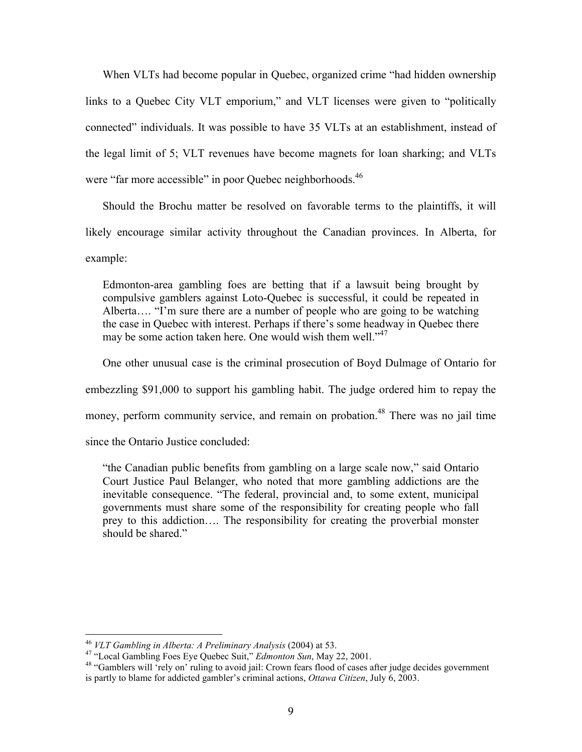When VLTs had become popular in Quebec, organized crime "had hidden ownership links to a Quebec City VLT emporium," and VLT licenses were given to "politically connected" individuals. It was possible to have 35 VLTs at an establishment, instead of the legal limit of 5; VLT revenues have become magnets for loan sharking; and VLTs were "far more accessible" in poor Quebec neighborhoods.[46]

Should the Brochu matter be resolved on favorable terms to the plaintiffs, it will likely encourage similar activity throughout the Canadian provinces. In Alberta, for example:

> Edmonton-area gambling foes are betting that if a lawsuit being brought by compulsive gamblers against Loto-Quebec is successful, it could be repeated in Alberta…. "I'm sure there are a number of people who are going to be watching the case in Quebec with interest. Perhaps if there's some headway in Quebec there may be some action taken here. One would wish them well."[47]

One other unusual case is the criminal prosecution of Boyd Dulmage of Ontario for embezzling $91,000 to support his gambling habit. The judge ordered him to repay the money, perform community service, and remain on probation.[48] There was no jail time since the Ontario Justice concluded:

> "the Canadian public benefits from gambling on a large scale now," said Ontario Court Justice Paul Belanger, who noted that more gambling addictions are the inevitable consequence. "The federal, provincial and, to some extent, municipal governments must share some of the responsibility for creating people who fall prey to this addiction…. The responsibility for creating the proverbial monster should be shared."

---

[46] *VLT Gambling in Alberta: A Preliminary Analysis* (2004) at 53.

[47] "Local Gambling Foes Eye Quebec Suit," *Edmonton Sun*, May 22, 2001.

[48] "Gamblers will 'rely on' ruling to avoid jail: Crown fears flood of cases after judge decides government is partly to blame for addicted gambler's criminal actions, *Ottawa Citizen*, July 6, 2003.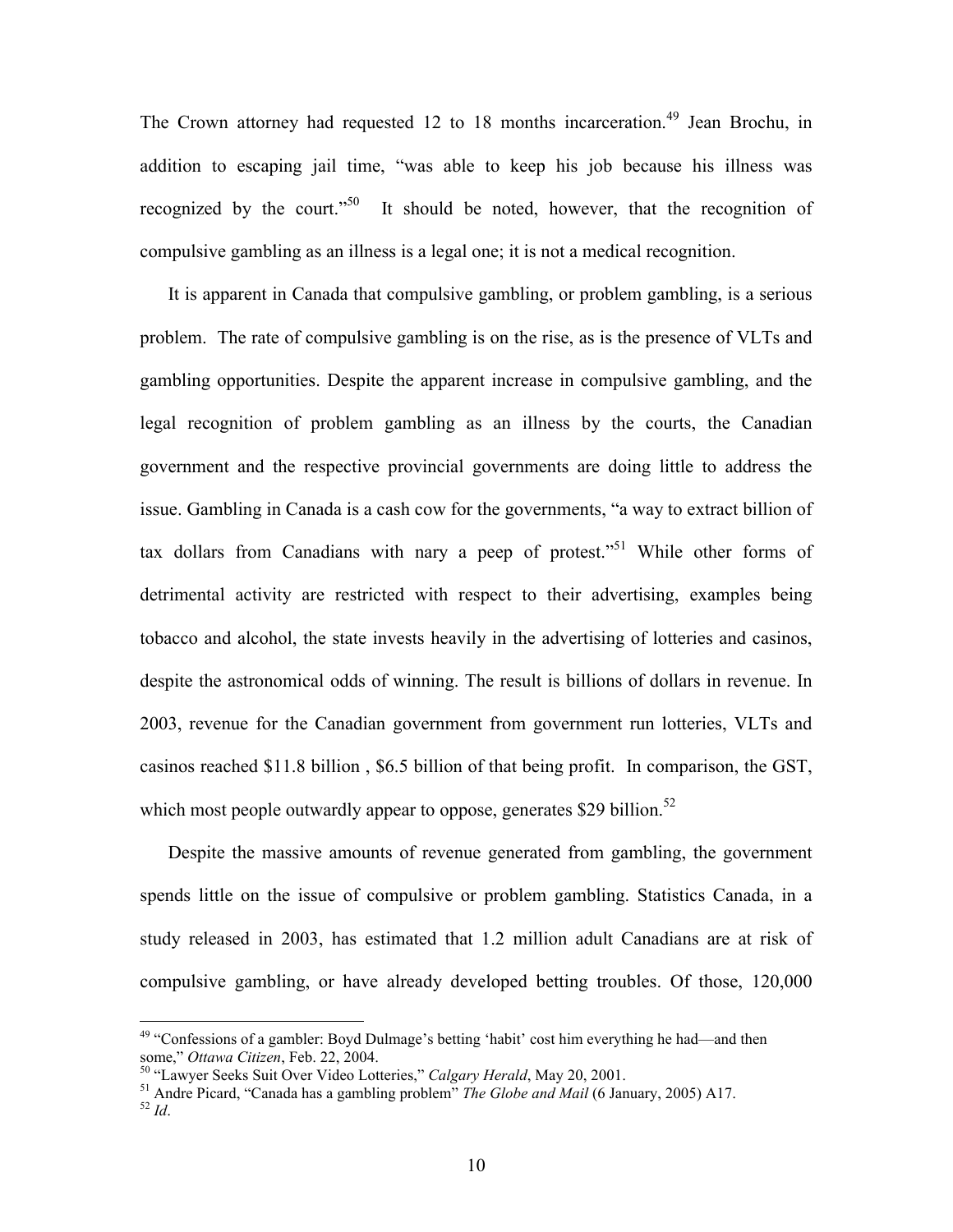The Crown attorney had requested 12 to 18 months incarceration.[49] Jean Brochu, in addition to escaping jail time, "was able to keep his job because his illness was recognized by the court."[50] It should be noted, however, that the recognition of compulsive gambling as an illness is a legal one; it is not a medical recognition.

It is apparent in Canada that compulsive gambling, or problem gambling, is a serious problem. The rate of compulsive gambling is on the rise, as is the presence of VLTs and gambling opportunities. Despite the apparent increase in compulsive gambling, and the legal recognition of problem gambling as an illness by the courts, the Canadian government and the respective provincial governments are doing little to address the issue. Gambling in Canada is a cash cow for the governments, "a way to extract billion of tax dollars from Canadians with nary a peep of protest."[51] While other forms of detrimental activity are restricted with respect to their advertising, examples being tobacco and alcohol, the state invests heavily in the advertising of lotteries and casinos, despite the astronomical odds of winning. The result is billions of dollars in revenue. In 2003, revenue for the Canadian government from government run lotteries, VLTs and casinos reached $11.8 billion , $6.5 billion of that being profit. In comparison, the GST, which most people outwardly appear to oppose, generates $29 billion.[52]

Despite the massive amounts of revenue generated from gambling, the government spends little on the issue of compulsive or problem gambling. Statistics Canada, in a study released in 2003, has estimated that 1.2 million adult Canadians are at risk of compulsive gambling, or have already developed betting troubles. Of those, 120,000

---

[49] "Confessions of a gambler: Boyd Dulmage's betting 'habit' cost him everything he had—and then some," *Ottawa Citizen*, Feb. 22, 2004.

[50] "Lawyer Seeks Suit Over Video Lotteries," *Calgary Herald*, May 20, 2001.

[51] Andre Picard, "Canada has a gambling problem" *The Globe and Mail* (6 January, 2005) A17.

[52] *Id*.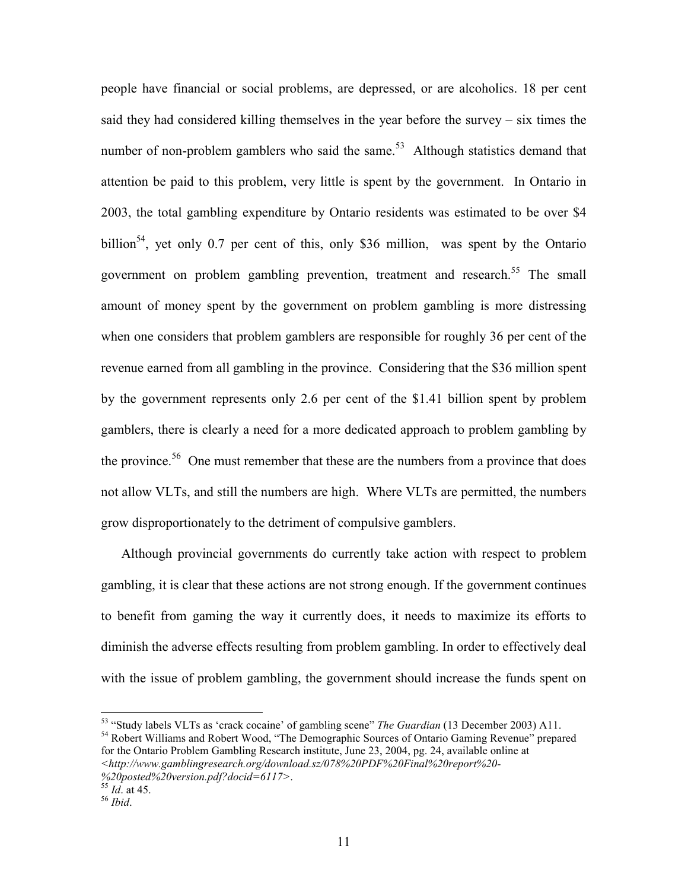people have financial or social problems, are depressed, or are alcoholics. 18 per cent said they had considered killing themselves in the year before the survey – six times the number of non-problem gamblers who said the same.[53] Although statistics demand that attention be paid to this problem, very little is spent by the government. In Ontario in 2003, the total gambling expenditure by Ontario residents was estimated to be over $4 billion[54], yet only 0.7 per cent of this, only $36 million, was spent by the Ontario government on problem gambling prevention, treatment and research.[55] The small amount of money spent by the government on problem gambling is more distressing when one considers that problem gamblers are responsible for roughly 36 per cent of the revenue earned from all gambling in the province. Considering that the $36 million spent by the government represents only 2.6 per cent of the $1.41 billion spent by problem gamblers, there is clearly a need for a more dedicated approach to problem gambling by the province.[56] One must remember that these are the numbers from a province that does not allow VLTs, and still the numbers are high. Where VLTs are permitted, the numbers grow disproportionately to the detriment of compulsive gamblers.

Although provincial governments do currently take action with respect to problem gambling, it is clear that these actions are not strong enough. If the government continues to benefit from gaming the way it currently does, it needs to maximize its efforts to diminish the adverse effects resulting from problem gambling. In order to effectively deal with the issue of problem gambling, the government should increase the funds spent on

---

[53] "Study labels VLTs as 'crack cocaine' of gambling scene" *The Guardian* (13 December 2003) A11.

[54] Robert Williams and Robert Wood, "The Demographic Sources of Ontario Gaming Revenue" prepared for the Ontario Problem Gambling Research institute, June 23, 2004, pg. 24, available online at *<http://www.gamblingresearch.org/download.sz/078%20PDF%20Final%20report%20-%20posted%20version.pdf?docid=6117>*.

[55] *Id*. at 45.

[56] *Ibid*.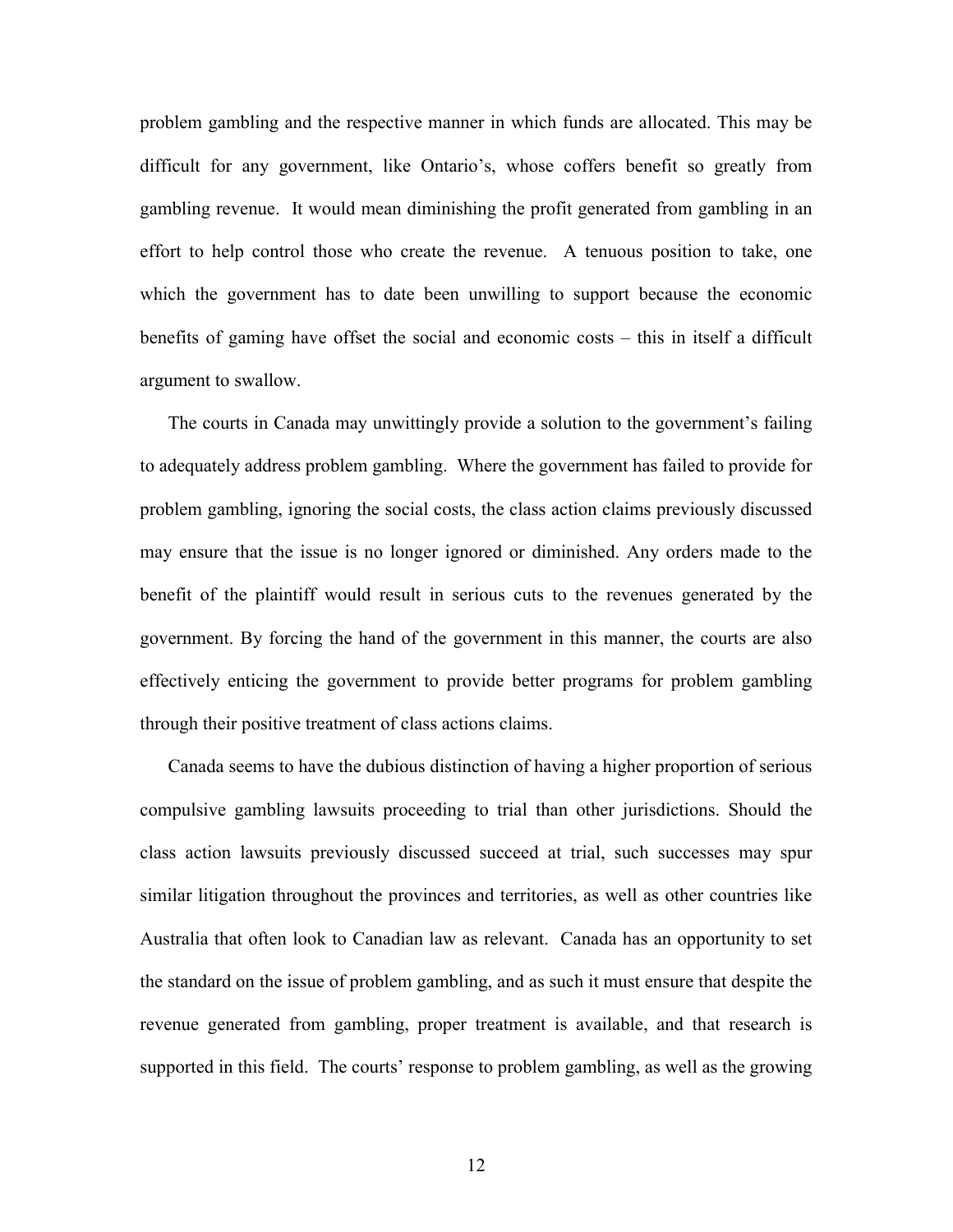problem gambling and the respective manner in which funds are allocated. This may be difficult for any government, like Ontario's, whose coffers benefit so greatly from gambling revenue. It would mean diminishing the profit generated from gambling in an effort to help control those who create the revenue. A tenuous position to take, one which the government has to date been unwilling to support because the economic benefits of gaming have offset the social and economic costs – this in itself a difficult argument to swallow.

The courts in Canada may unwittingly provide a solution to the government's failing to adequately address problem gambling. Where the government has failed to provide for problem gambling, ignoring the social costs, the class action claims previously discussed may ensure that the issue is no longer ignored or diminished. Any orders made to the benefit of the plaintiff would result in serious cuts to the revenues generated by the government. By forcing the hand of the government in this manner, the courts are also effectively enticing the government to provide better programs for problem gambling through their positive treatment of class actions claims.

Canada seems to have the dubious distinction of having a higher proportion of serious compulsive gambling lawsuits proceeding to trial than other jurisdictions. Should the class action lawsuits previously discussed succeed at trial, such successes may spur similar litigation throughout the provinces and territories, as well as other countries like Australia that often look to Canadian law as relevant. Canada has an opportunity to set the standard on the issue of problem gambling, and as such it must ensure that despite the revenue generated from gambling, proper treatment is available, and that research is supported in this field. The courts' response to problem gambling, as well as the growing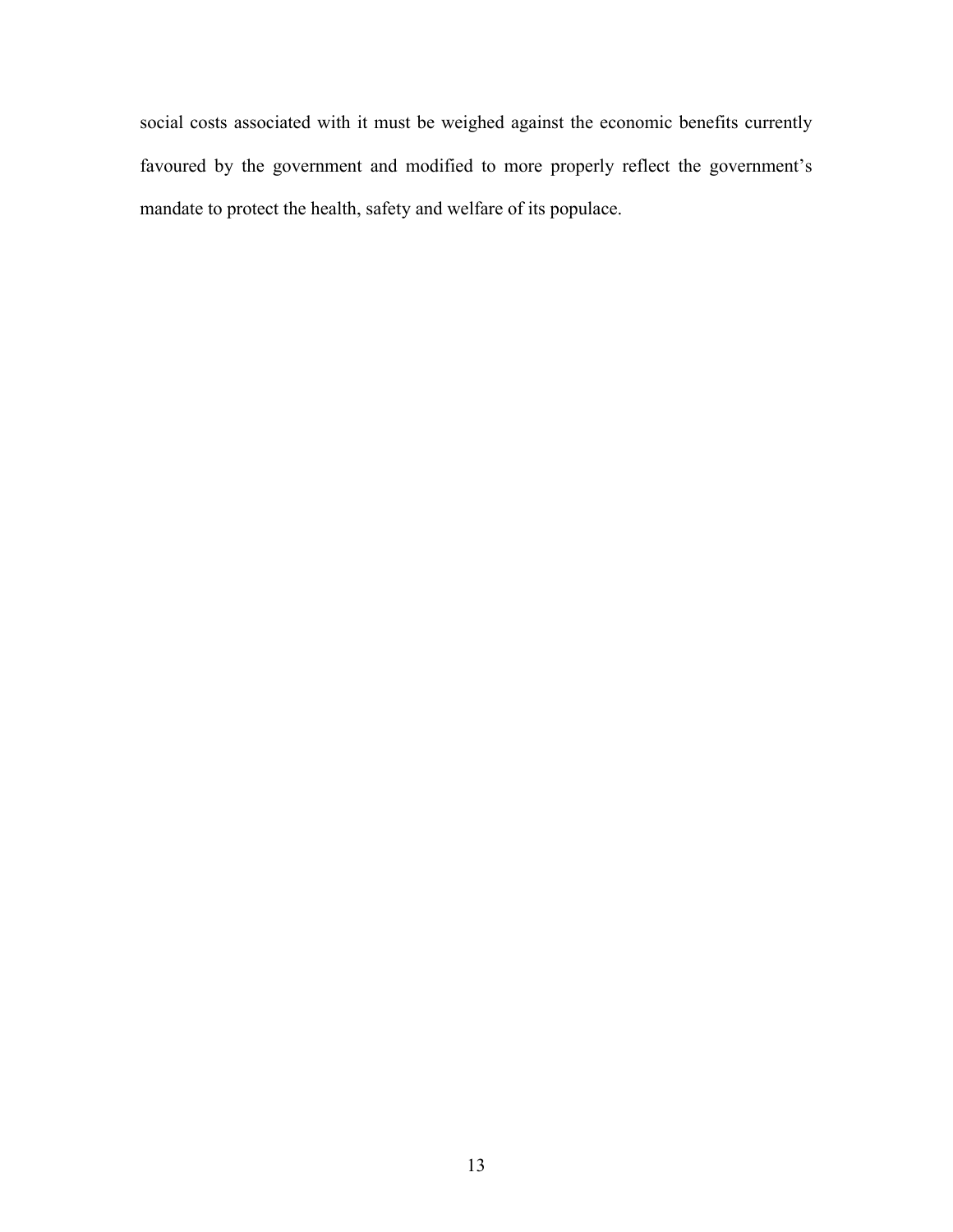social costs associated with it must be weighed against the economic benefits currently favoured by the government and modified to more properly reflect the government's mandate to protect the health, safety and welfare of its populace.